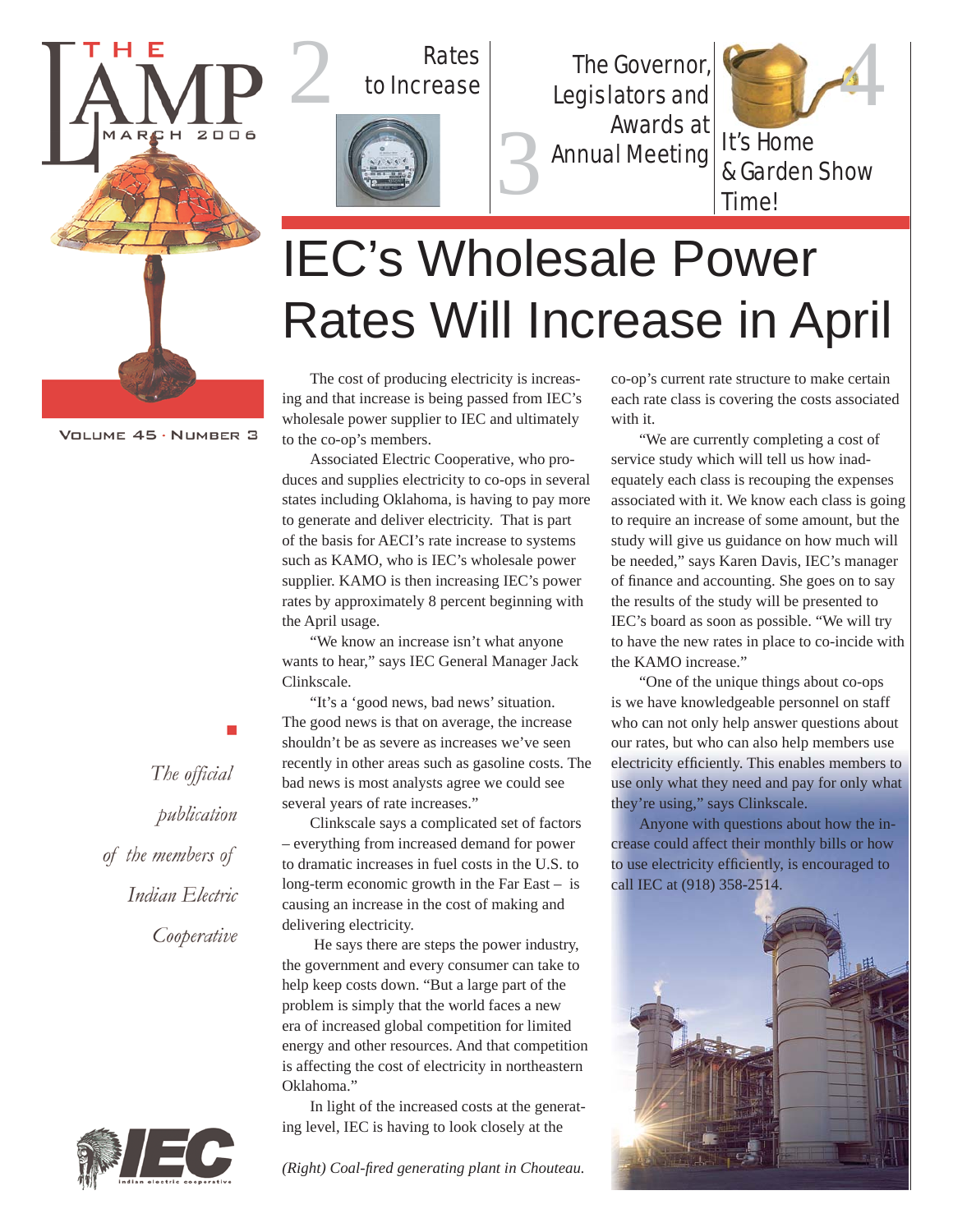# THE LAMP

MARCH 2006

VOLUME 45 · NUMBER 3

2 Rates to Increase

3 The Governor, Legislators and Awards at Annual Meeting

4 It's Home & Garden Show Time!

*The official publication of the members of Indian Electric Cooperative*

# IEC's Wholesale Power Rates Will Increase in April

The cost of producing electricity is increasing and that increase is being passed from IEC's wholesale power supplier to IEC and ultimately to the co-op's members.

Associated Electric Cooperative, who produces and supplies electricity to co-ops in several states including Oklahoma, is having to pay more to generate and deliver electricity. That is part of the basis for AECI's rate increase to systems such as KAMO, who is IEC's wholesale power supplier. KAMO is then increasing IEC's power rates by approximately 8 percent beginning with the April usage.

"We know an increase isn't what anyone wants to hear," says IEC General Manager Jack Clinkscale.

"It's a 'good news, bad news' situation. The good news is that on average, the increase shouldn't be as severe as increases we've seen recently in other areas such as gasoline costs. The bad news is most analysts agree we could see several years of rate increases."

Clinkscale says a complicated set of factors – everything from increased demand for power to dramatic increases in fuel costs in the U.S. to long-term economic growth in the Far East – is causing an increase in the cost of making and delivering electricity.

He says there are steps the power industry, the government and every consumer can take to help keep costs down. "But a large part of the problem is simply that the world faces a new era of increased global competition for limited energy and other resources. And that competition is affecting the cost of electricity in northeastern Oklahoma."

In light of the increased costs at the generating level, IEC is having to look closely at the co-op's current rate structure to make certain each rate class is covering the costs associated with it.

"We are currently completing a cost of service study which will tell us how inadequately each class is recouping the expenses associated with it. We know each class is going to require an increase of some amount, but the study will give us guidance on how much will be needed," says Karen Davis, IEC's manager of finance and accounting. She goes on to say the results of the study will be presented to IEC's board as soon as possible. "We will try to have the new rates in place to co-incide with the KAMO increase."

"One of the unique things about co-ops is we have knowledgeable personnel on staff who can not only help answer questions about our rates, but who can also help members use electricity efficiently. This enables members to use only what they need and pay for only what they're using," says Clinkscale.

Anyone with questions about how the increase could affect their monthly bills or how to use electricity efficiently, is encouraged to call IEC at (918) 358-2514.

*(Right) Coal-fired generating plant in Chouteau.*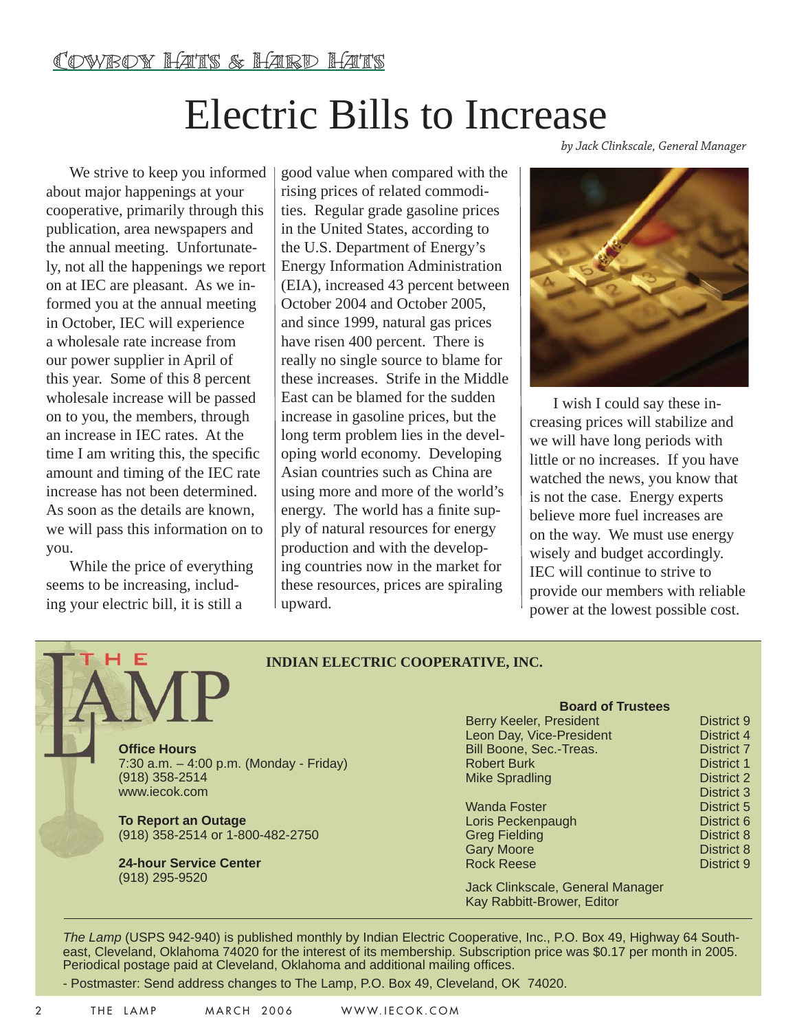Cowboy Hats & Hard Hats

# Electric Bills to Increase

*by Jack Clinkscale, General Manager*

We strive to keep you informed about major happenings at your cooperative, primarily through this publication, area newspapers and the annual meeting. Unfortunately, not all the happenings we report on at IEC are pleasant. As we informed you at the annual meeting in October, IEC will experience a wholesale rate increase from our power supplier in April of this year. Some of this 8 percent wholesale increase will be passed on to you, the members, through an increase in IEC rates. At the time I am writing this, the specific amount and timing of the IEC rate increase has not been determined. As soon as the details are known, we will pass this information on to you.

While the price of everything seems to be increasing, including your electric bill, it is still a good value when compared with the rising prices of related commodities. Regular grade gasoline prices in the United States, according to the U.S. Department of Energy's Energy Information Administration (EIA), increased 43 percent between October 2004 and October 2005, and since 1999, natural gas prices have risen 400 percent. There is really no single source to blame for these increases. Strife in the Middle East can be blamed for the sudden increase in gasoline prices, but the long term problem lies in the developing world economy. Developing Asian countries such as China are using more and more of the world's energy. The world has a finite supply of natural resources for energy production and with the developing countries now in the market for these resources, prices are spiraling upward.

I wish I could say these increasing prices will stabilize and we will have long periods with little or no increases. If you have watched the news, you know that is not the case. Energy experts believe more fuel increases are on the way. We must use energy wisely and budget accordingly. IEC will continue to strive to provide our members with reliable power at the lowest possible cost.

---

## THE LAMP

**INDIAN ELECTRIC COOPERATIVE, INC.**

**Office Hours**
7:30 a.m. – 4:00 p.m. (Monday - Friday)
(918) 358-2514
www.iecok.com

**To Report an Outage**
(918) 358-2514 or 1-800-482-2750

**24-hour Service Center**
(918) 295-9520

**Board of Trustees**

| Name | District |
|---|---|
| Berry Keeler, President | District 9 |
| Leon Day, Vice-President | District 4 |
| Bill Boone, Sec.-Treas. | District 7 |
| Robert Burk | District 1 |
| Mike Spradling | District 2 |
| | District 3 |
| Wanda Foster | District 5 |
| Loris Peckenpaugh | District 6 |
| Greg Fielding | District 8 |
| Gary Moore | District 8 |
| Rock Reese | District 9 |

Jack Clinkscale, General Manager
Kay Rabbitt-Brower, Editor

*The Lamp* (USPS 942-940) is published monthly by Indian Electric Cooperative, Inc., P.O. Box 49, Highway 64 Southeast, Cleveland, Oklahoma 74020 for the interest of its membership. Subscription price was $0.17 per month in 2005. Periodical postage paid at Cleveland, Oklahoma and additional mailing offices.

- Postmaster: Send address changes to The Lamp, P.O. Box 49, Cleveland, OK 74020.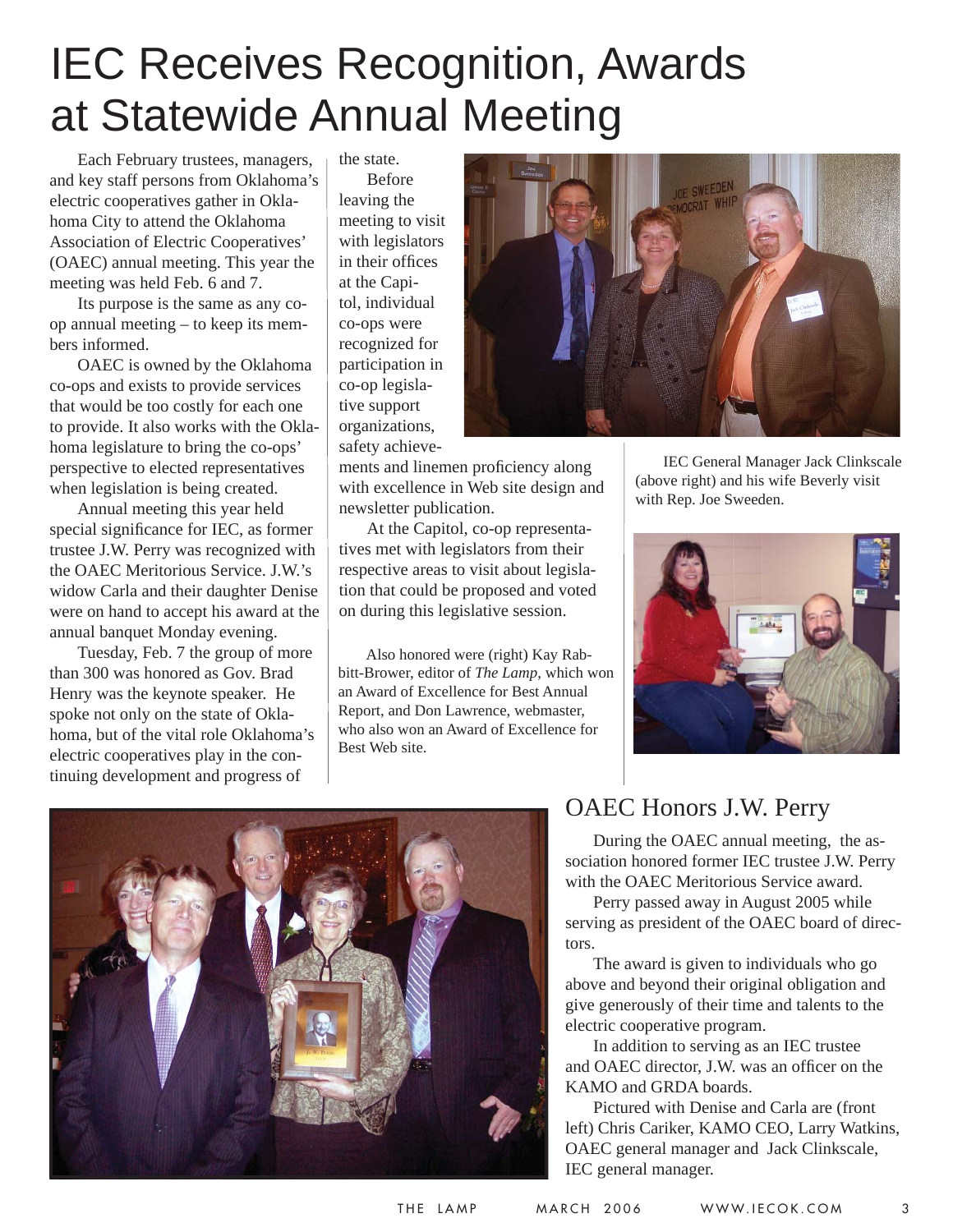# IEC Receives Recognition, Awards at Statewide Annual Meeting

Each February trustees, managers, and key staff persons from Oklahoma's electric cooperatives gather in Oklahoma City to attend the Oklahoma Association of Electric Cooperatives' (OAEC) annual meeting. This year the meeting was held Feb. 6 and 7.

Its purpose is the same as any co-op annual meeting – to keep its members informed.

OAEC is owned by the Oklahoma co-ops and exists to provide services that would be too costly for each one to provide. It also works with the Oklahoma legislature to bring the co-ops' perspective to elected representatives when legislation is being created.

Annual meeting this year held special significance for IEC, as former trustee J.W. Perry was recognized with the OAEC Meritorious Service. J.W.'s widow Carla and their daughter Denise were on hand to accept his award at the annual banquet Monday evening.

Tuesday, Feb. 7 the group of more than 300 was honored as Gov. Brad Henry was the keynote speaker. He spoke not only on the state of Oklahoma, but of the vital role Oklahoma's electric cooperatives play in the continuing development and progress of the state.

Before leaving the meeting to visit with legislators in their offices at the Capitol, individual co-ops were recognized for participation in co-op legislative support organizations, safety achievements and linemen proficiency along with excellence in Web site design and newsletter publication.

At the Capitol, co-op representatives met with legislators from their respective areas to visit about legislation that could be proposed and voted on during this legislative session.

IEC General Manager Jack Clinkscale (above right) and his wife Beverly visit with Rep. Joe Sweeden.

Also honored were (right) Kay Rabbitt-Brower, editor of *The Lamp*, which won an Award of Excellence for Best Annual Report, and Don Lawrence, webmaster, who also won an Award of Excellence for Best Web site.

## OAEC Honors J.W. Perry

During the OAEC annual meeting, the association honored former IEC trustee J.W. Perry with the OAEC Meritorious Service award.

Perry passed away in August 2005 while serving as president of the OAEC board of directors.

The award is given to individuals who go above and beyond their original obligation and give generously of their time and talents to the electric cooperative program.

In addition to serving as an IEC trustee and OAEC director, J.W. was an officer on the KAMO and GRDA boards.

Pictured with Denise and Carla are (front left) Chris Cariker, KAMO CEO, Larry Watkins, OAEC general manager and Jack Clinkscale, IEC general manager.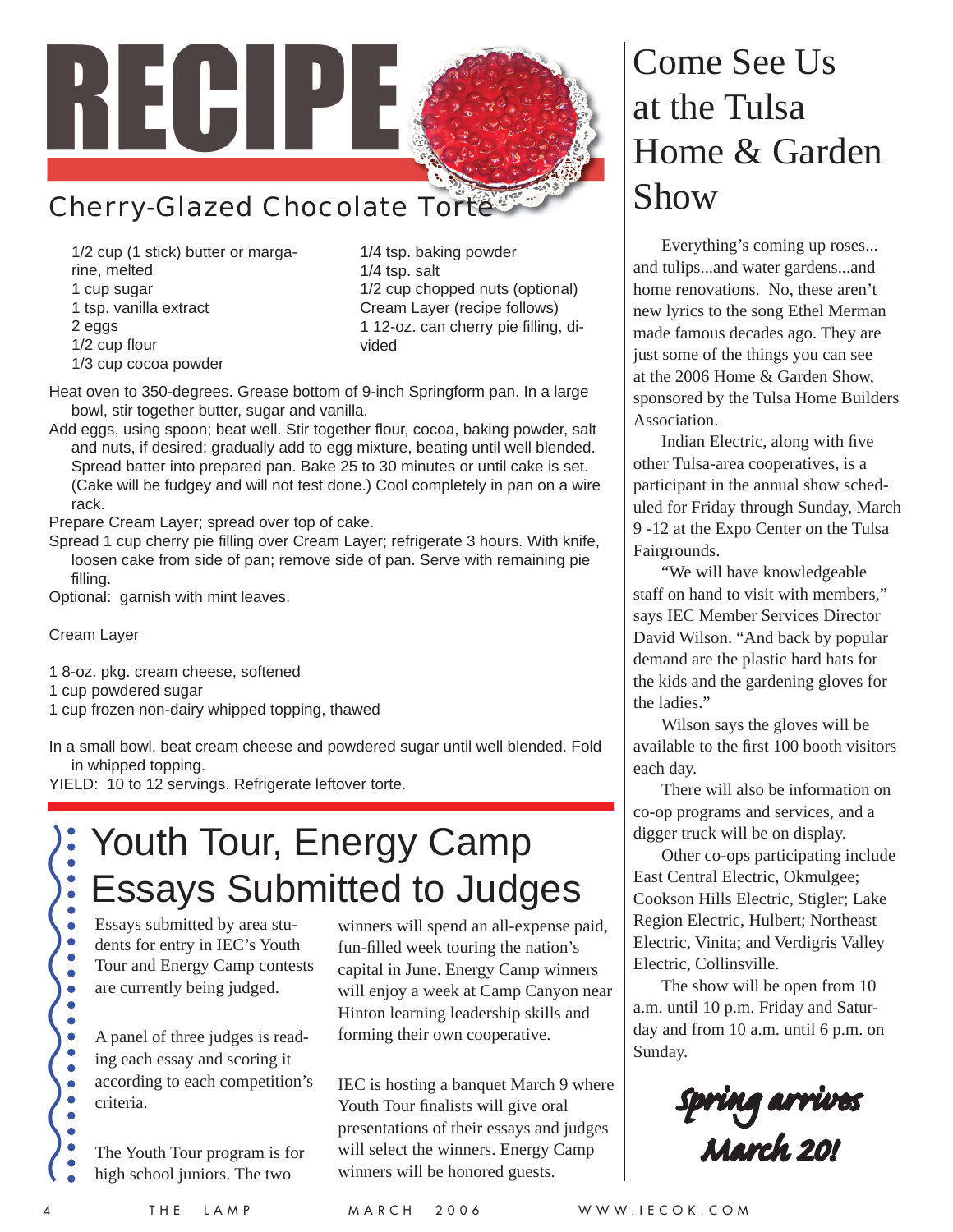# RECIPE

## Cherry-Glazed Chocolate Torte

1/2 cup (1 stick) butter or margarine, melted
1 cup sugar
1 tsp. vanilla extract
2 eggs
1/2 cup flour
1/3 cup cocoa powder
1/4 tsp. baking powder
1/4 tsp. salt
1/2 cup chopped nuts (optional)
Cream Layer (recipe follows)
1 12-oz. can cherry pie filling, divided

Heat oven to 350-degrees. Grease bottom of 9-inch Springform pan. In a large bowl, stir together butter, sugar and vanilla.

Add eggs, using spoon; beat well. Stir together flour, cocoa, baking powder, salt and nuts, if desired; gradually add to egg mixture, beating until well blended. Spread batter into prepared pan. Bake 25 to 30 minutes or until cake is set. (Cake will be fudgey and will not test done.) Cool completely in pan on a wire rack.

Prepare Cream Layer; spread over top of cake.

Spread 1 cup cherry pie filling over Cream Layer; refrigerate 3 hours. With knife, loosen cake from side of pan; remove side of pan. Serve with remaining pie filling.

Optional: garnish with mint leaves.

Cream Layer

1 8-oz. pkg. cream cheese, softened
1 cup powdered sugar
1 cup frozen non-dairy whipped topping, thawed

In a small bowl, beat cream cheese and powdered sugar until well blended. Fold in whipped topping.

YIELD: 10 to 12 servings. Refrigerate leftover torte.

# Youth Tour, Energy Camp Essays Submitted to Judges

Essays submitted by area students for entry in IEC's Youth Tour and Energy Camp contests are currently being judged.

A panel of three judges is reading each essay and scoring it according to each competition's criteria.

The Youth Tour program is for high school juniors. The two winners will spend an all-expense paid, fun-filled week touring the nation's capital in June. Energy Camp winners will enjoy a week at Camp Canyon near Hinton learning leadership skills and forming their own cooperative.

IEC is hosting a banquet March 9 where Youth Tour finalists will give oral presentations of their essays and judges will select the winners. Energy Camp winners will be honored guests.

# Come See Us at the Tulsa Home & Garden Show

Everything's coming up roses... and tulips...and water gardens...and home renovations. No, these aren't new lyrics to the song Ethel Merman made famous decades ago. They are just some of the things you can see at the 2006 Home & Garden Show, sponsored by the Tulsa Home Builders Association.

Indian Electric, along with five other Tulsa-area cooperatives, is a participant in the annual show scheduled for Friday through Sunday, March 9 -12 at the Expo Center on the Tulsa Fairgrounds.

"We will have knowledgeable staff on hand to visit with members," says IEC Member Services Director David Wilson. "And back by popular demand are the plastic hard hats for the kids and the gardening gloves for the ladies."

Wilson says the gloves will be available to the first 100 booth visitors each day.

There will also be information on co-op programs and services, and a digger truck will be on display.

Other co-ops participating include East Central Electric, Okmulgee; Cookson Hills Electric, Stigler; Lake Region Electric, Hulbert; Northeast Electric, Vinita; and Verdigris Valley Electric, Collinsville.

The show will be open from 10 a.m. until 10 p.m. Friday and Saturday and from 10 a.m. until 6 p.m. on Sunday.

*Spring arrives March 20!*